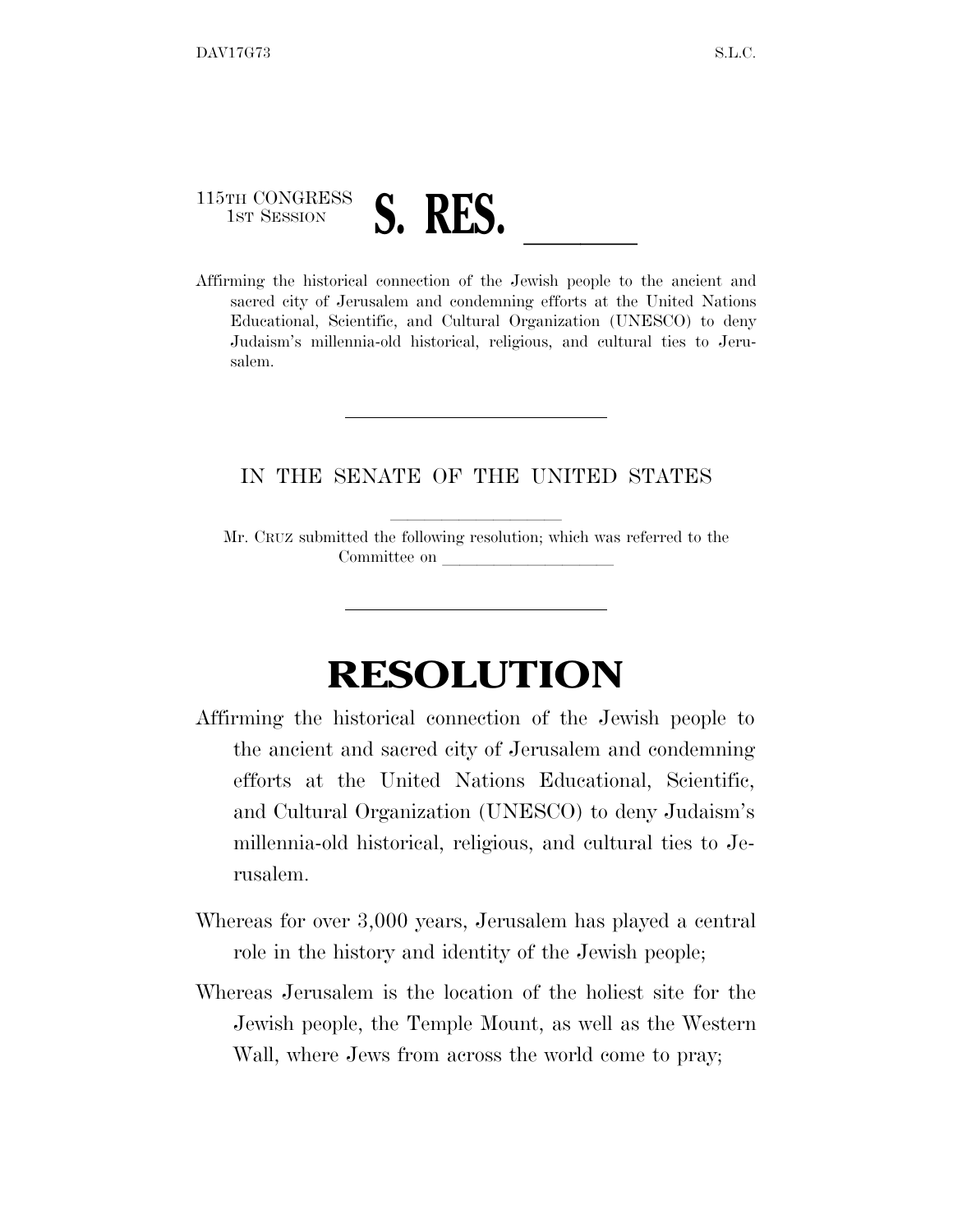115TH CONGRESS
1ST SESSION

# S. RES. \_\_\_\_\_\_

Affirming the historical connection of the Jewish people to the ancient and sacred city of Jerusalem and condemning efforts at the United Nations Educational, Scientific, and Cultural Organization (UNESCO) to deny Judaism's millennia-old historical, religious, and cultural ties to Jerusalem.

---

IN THE SENATE OF THE UNITED STATES

Mr. CRUZ submitted the following resolution; which was referred to the Committee on \_\_\_\_\_\_\_\_\_\_\_\_\_\_\_\_\_\_\_\_

---

# RESOLUTION

Affirming the historical connection of the Jewish people to the ancient and sacred city of Jerusalem and condemning efforts at the United Nations Educational, Scientific, and Cultural Organization (UNESCO) to deny Judaism's millennia-old historical, religious, and cultural ties to Jerusalem.

Whereas for over 3,000 years, Jerusalem has played a central role in the history and identity of the Jewish people;

Whereas Jerusalem is the location of the holiest site for the Jewish people, the Temple Mount, as well as the Western Wall, where Jews from across the world come to pray;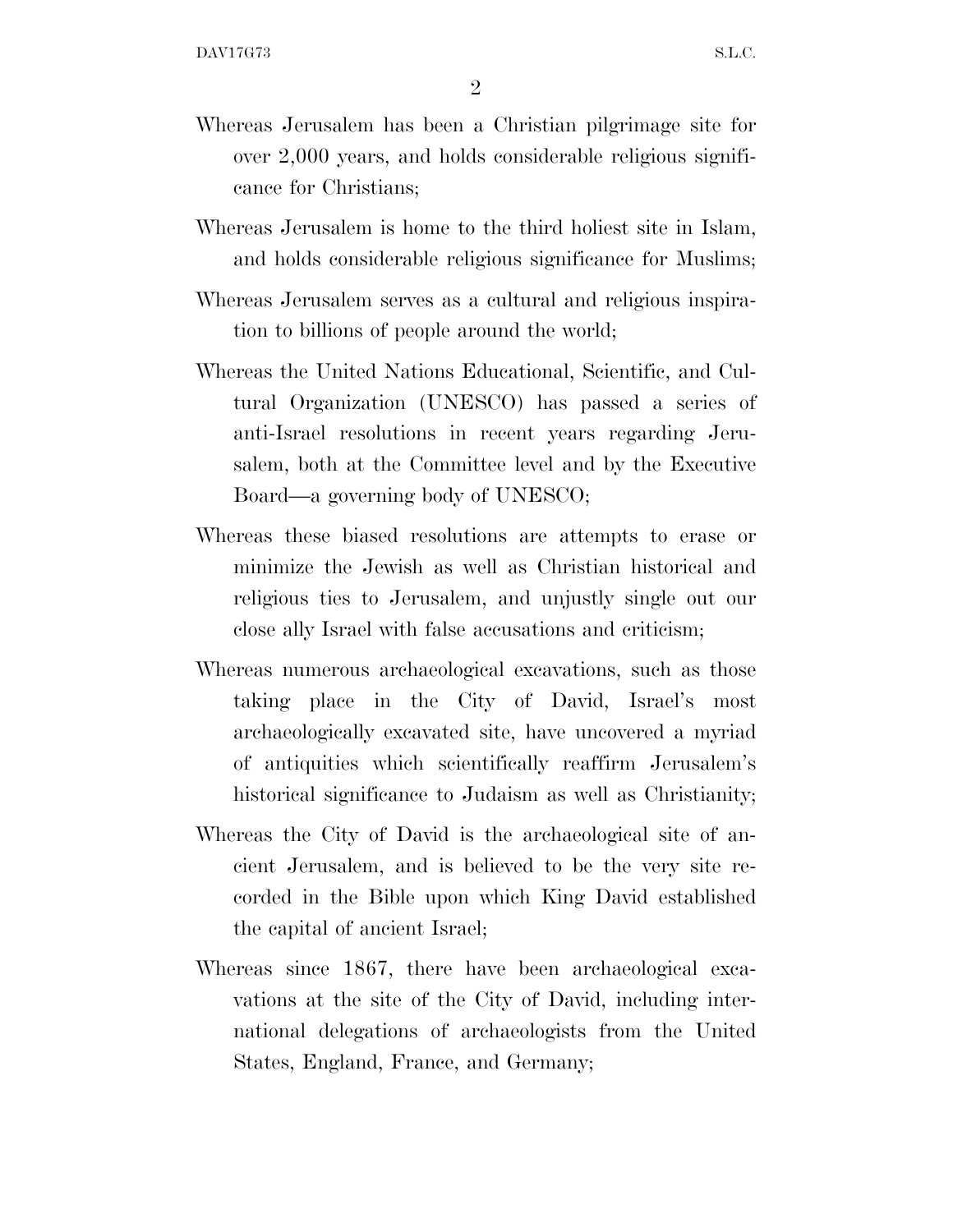Whereas Jerusalem has been a Christian pilgrimage site for over 2,000 years, and holds considerable religious significance for Christians;

Whereas Jerusalem is home to the third holiest site in Islam, and holds considerable religious significance for Muslims;

Whereas Jerusalem serves as a cultural and religious inspiration to billions of people around the world;

Whereas the United Nations Educational, Scientific, and Cultural Organization (UNESCO) has passed a series of anti-Israel resolutions in recent years regarding Jerusalem, both at the Committee level and by the Executive Board—a governing body of UNESCO;

Whereas these biased resolutions are attempts to erase or minimize the Jewish as well as Christian historical and religious ties to Jerusalem, and unjustly single out our close ally Israel with false accusations and criticism;

Whereas numerous archaeological excavations, such as those taking place in the City of David, Israel's most archaeologically excavated site, have uncovered a myriad of antiquities which scientifically reaffirm Jerusalem's historical significance to Judaism as well as Christianity;

Whereas the City of David is the archaeological site of ancient Jerusalem, and is believed to be the very site recorded in the Bible upon which King David established the capital of ancient Israel;

Whereas since 1867, there have been archaeological excavations at the site of the City of David, including international delegations of archaeologists from the United States, England, France, and Germany;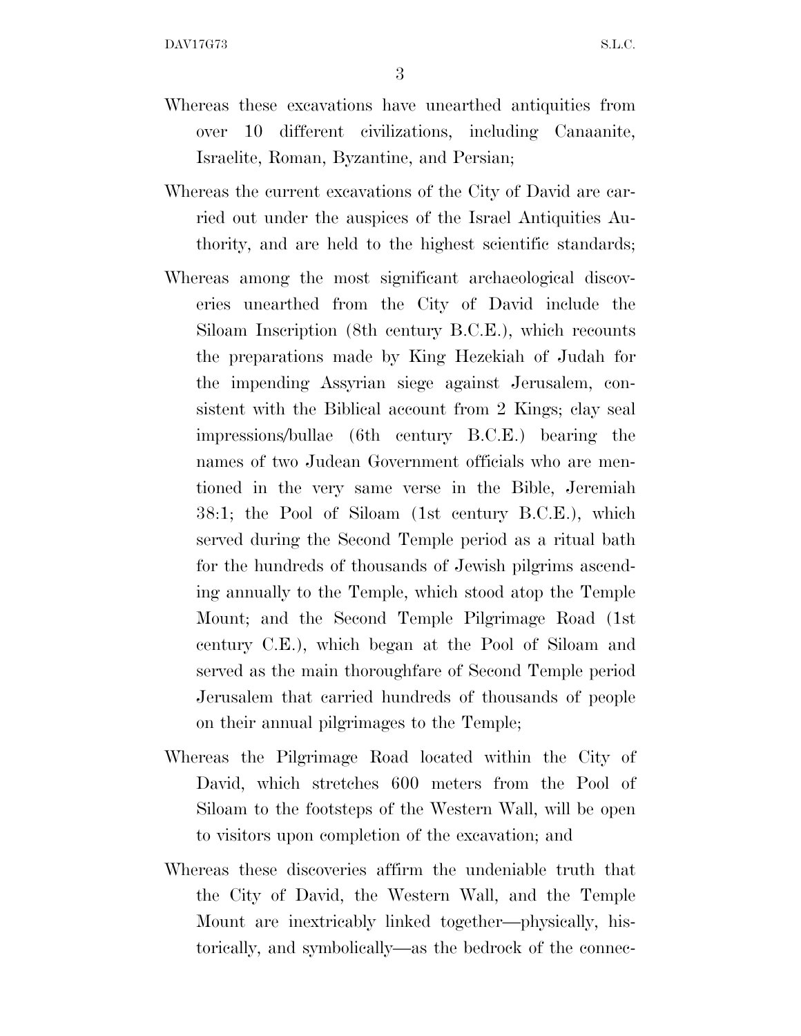Whereas these excavations have unearthed antiquities from over 10 different civilizations, including Canaanite, Israelite, Roman, Byzantine, and Persian;

Whereas the current excavations of the City of David are carried out under the auspices of the Israel Antiquities Authority, and are held to the highest scientific standards;

Whereas among the most significant archaeological discoveries unearthed from the City of David include the Siloam Inscription (8th century B.C.E.), which recounts the preparations made by King Hezekiah of Judah for the impending Assyrian siege against Jerusalem, consistent with the Biblical account from 2 Kings; clay seal impressions/bullae (6th century B.C.E.) bearing the names of two Judean Government officials who are mentioned in the very same verse in the Bible, Jeremiah 38:1; the Pool of Siloam (1st century B.C.E.), which served during the Second Temple period as a ritual bath for the hundreds of thousands of Jewish pilgrims ascending annually to the Temple, which stood atop the Temple Mount; and the Second Temple Pilgrimage Road (1st century C.E.), which began at the Pool of Siloam and served as the main thoroughfare of Second Temple period Jerusalem that carried hundreds of thousands of people on their annual pilgrimages to the Temple;

Whereas the Pilgrimage Road located within the City of David, which stretches 600 meters from the Pool of Siloam to the footsteps of the Western Wall, will be open to visitors upon completion of the excavation; and

Whereas these discoveries affirm the undeniable truth that the City of David, the Western Wall, and the Temple Mount are inextricably linked together—physically, historically, and symbolically—as the bedrock of the connec-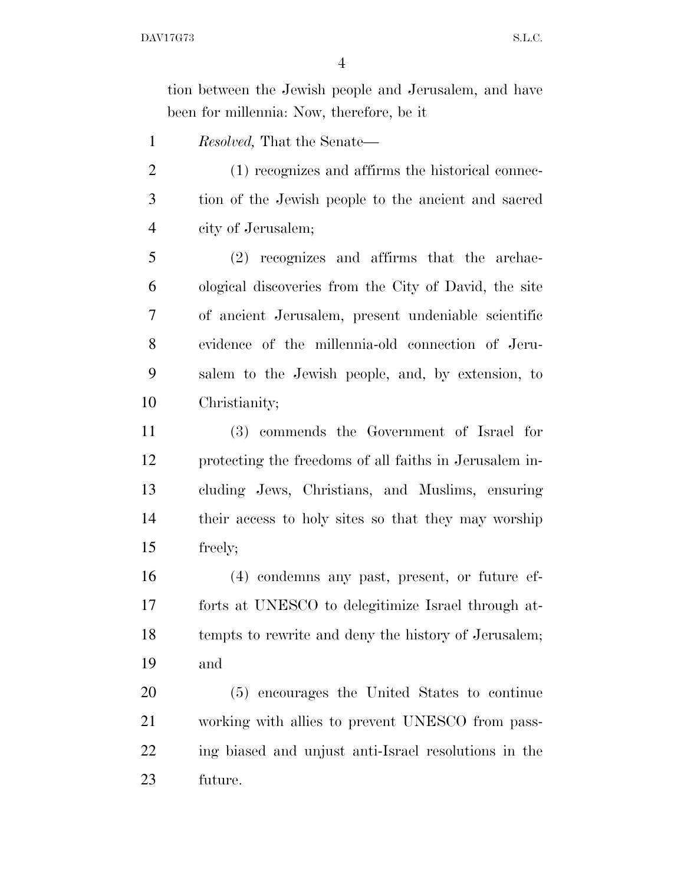tion between the Jewish people and Jerusalem, and have been for millennia: Now, therefore, be it

*Resolved,* That the Senate—

(1) recognizes and affirms the historical connection of the Jewish people to the ancient and sacred city of Jerusalem;

(2) recognizes and affirms that the archaeological discoveries from the City of David, the site of ancient Jerusalem, present undeniable scientific evidence of the millennia-old connection of Jerusalem to the Jewish people, and, by extension, to Christianity;

(3) commends the Government of Israel for protecting the freedoms of all faiths in Jerusalem including Jews, Christians, and Muslims, ensuring their access to holy sites so that they may worship freely;

(4) condemns any past, present, or future efforts at UNESCO to delegitimize Israel through attempts to rewrite and deny the history of Jerusalem; and

(5) encourages the United States to continue working with allies to prevent UNESCO from passing biased and unjust anti-Israel resolutions in the future.